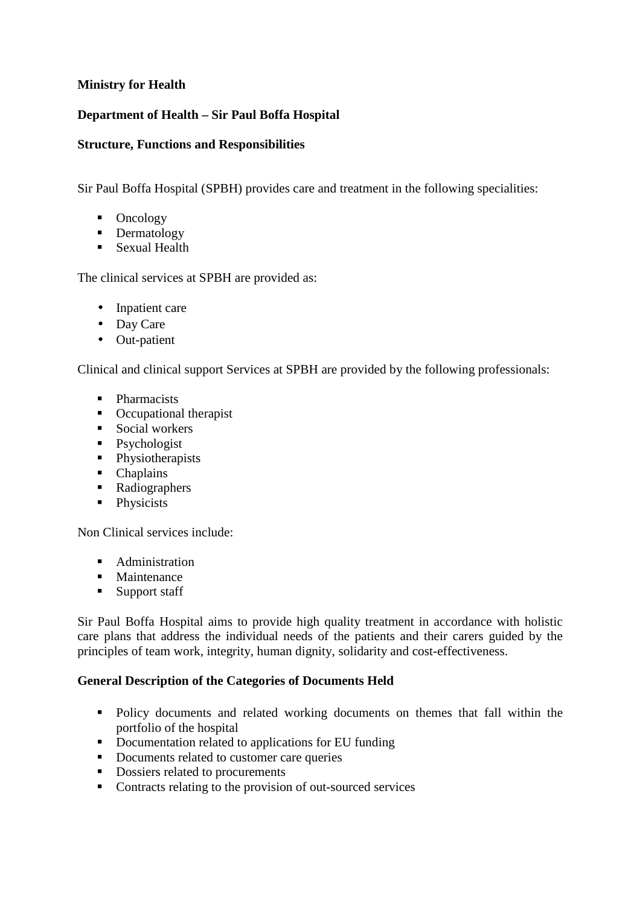**Ministry for Health**

**Department of Health – Sir Paul Boffa Hospital**

**Structure, Functions and Responsibilities**

Sir Paul Boffa Hospital (SPBH) provides care and treatment in the following specialities:

- Oncology
- Dermatology
- Sexual Health

The clinical services at SPBH are provided as:

- Inpatient care
- Day Care
- Out-patient

Clinical and clinical support Services at SPBH are provided by the following professionals:

- Pharmacists
- Occupational therapist
- Social workers
- Psychologist
- Physiotherapists
- Chaplains
- Radiographers
- Physicists

Non Clinical services include:

- Administration
- Maintenance
- Support staff

Sir Paul Boffa Hospital aims to provide high quality treatment in accordance with holistic care plans that address the individual needs of the patients and their carers guided by the principles of team work, integrity, human dignity, solidarity and cost-effectiveness.

**General Description of the Categories of Documents Held**

- Policy documents and related working documents on themes that fall within the portfolio of the hospital
- Documentation related to applications for EU funding
- Documents related to customer care queries
- Dossiers related to procurements
- Contracts relating to the provision of out-sourced services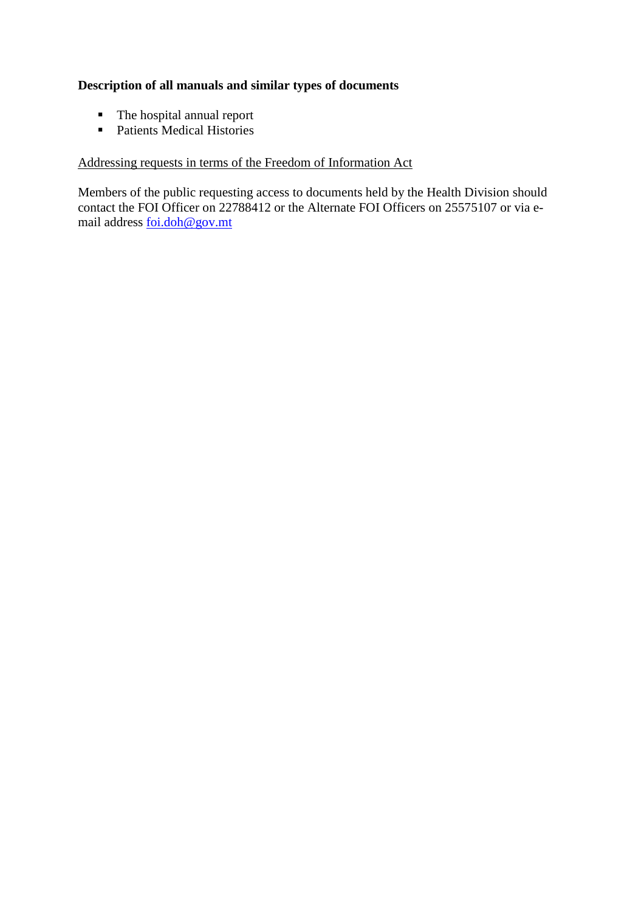**Description of all manuals and similar types of documents**

- The hospital annual report
- Patients Medical Histories

Addressing requests in terms of the Freedom of Information Act

Members of the public requesting access to documents held by the Health Division should contact the FOI Officer on 22788412 or the Alternate FOI Officers on 25575107 or via e-mail address foi.doh@gov.mt